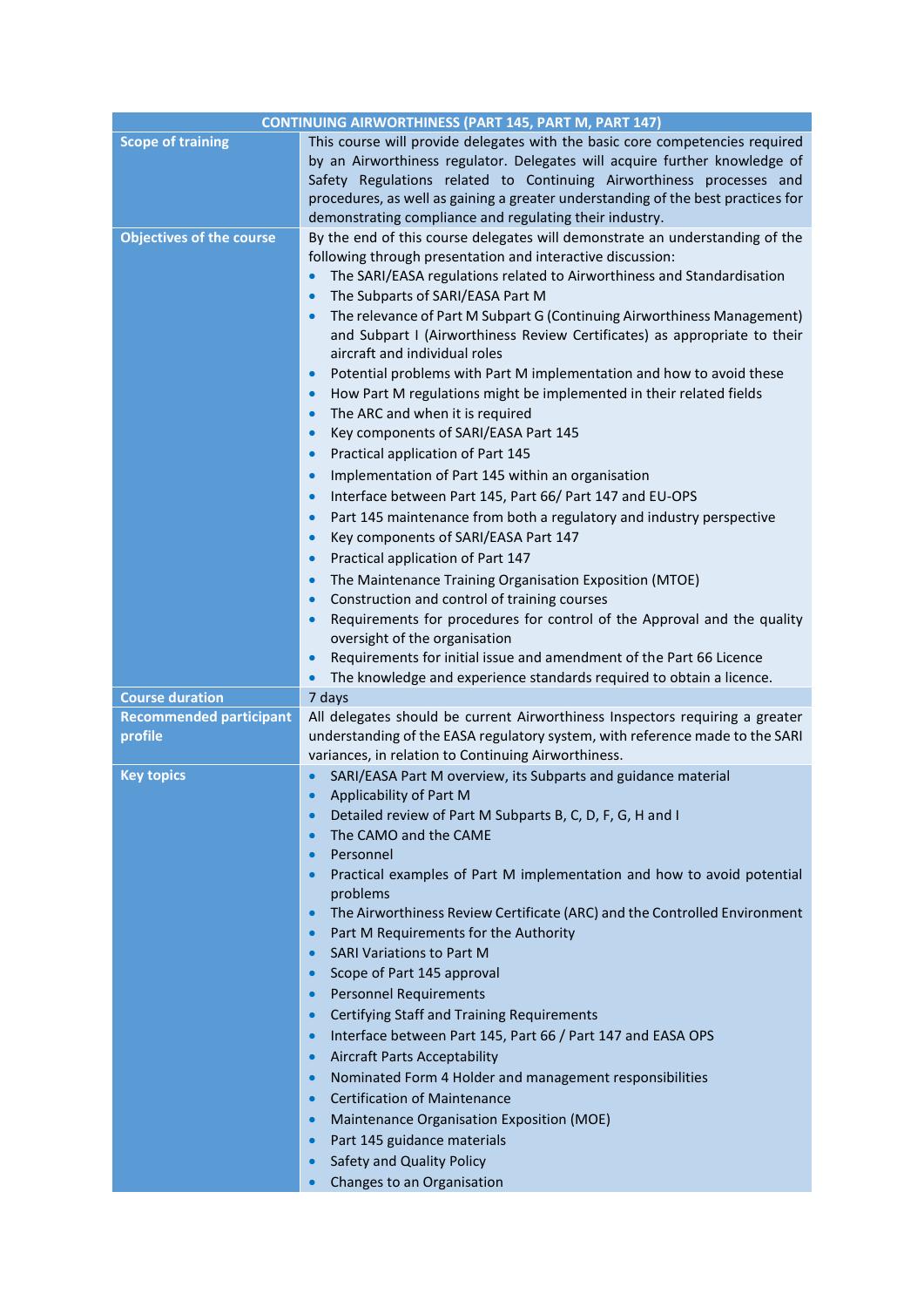| CONTINUING AIRWORTHINESS (PART 145, PART M, PART 147) | |
|---|---|
| **Scope of training** | This course will provide delegates with the basic core competencies required by an Airworthiness regulator. Delegates will acquire further knowledge of Safety Regulations related to Continuing Airworthiness processes and procedures, as well as gaining a greater understanding of the best practices for demonstrating compliance and regulating their industry. |
| **Objectives of the course** | By the end of this course delegates will demonstrate an understanding of the following through presentation and interactive discussion:<br>• The SARI/EASA regulations related to Airworthiness and Standardisation<br>• The Subparts of SARI/EASA Part M<br>• The relevance of Part M Subpart G (Continuing Airworthiness Management) and Subpart I (Airworthiness Review Certificates) as appropriate to their aircraft and individual roles<br>• Potential problems with Part M implementation and how to avoid these<br>• How Part M regulations might be implemented in their related fields<br>• The ARC and when it is required<br>• Key components of SARI/EASA Part 145<br>• Practical application of Part 145<br>• Implementation of Part 145 within an organisation<br>• Interface between Part 145, Part 66/ Part 147 and EU-OPS<br>• Part 145 maintenance from both a regulatory and industry perspective<br>• Key components of SARI/EASA Part 147<br>• Practical application of Part 147<br>• The Maintenance Training Organisation Exposition (MTOE)<br>• Construction and control of training courses<br>• Requirements for procedures for control of the Approval and the quality oversight of the organisation<br>• Requirements for initial issue and amendment of the Part 66 Licence<br>• The knowledge and experience standards required to obtain a licence. |
| **Course duration** | 7 days |
| **Recommended participant profile** | All delegates should be current Airworthiness Inspectors requiring a greater understanding of the EASA regulatory system, with reference made to the SARI variances, in relation to Continuing Airworthiness. |
| **Key topics** | • SARI/EASA Part M overview, its Subparts and guidance material<br>• Applicability of Part M<br>• Detailed review of Part M Subparts B, C, D, F, G, H and I<br>• The CAMO and the CAME<br>• Personnel<br>• Practical examples of Part M implementation and how to avoid potential problems<br>• The Airworthiness Review Certificate (ARC) and the Controlled Environment<br>• Part M Requirements for the Authority<br>• SARI Variations to Part M<br>• Scope of Part 145 approval<br>• Personnel Requirements<br>• Certifying Staff and Training Requirements<br>• Interface between Part 145, Part 66 / Part 147 and EASA OPS<br>• Aircraft Parts Acceptability<br>• Nominated Form 4 Holder and management responsibilities<br>• Certification of Maintenance<br>• Maintenance Organisation Exposition (MOE)<br>• Part 145 guidance materials<br>• Safety and Quality Policy<br>• Changes to an Organisation |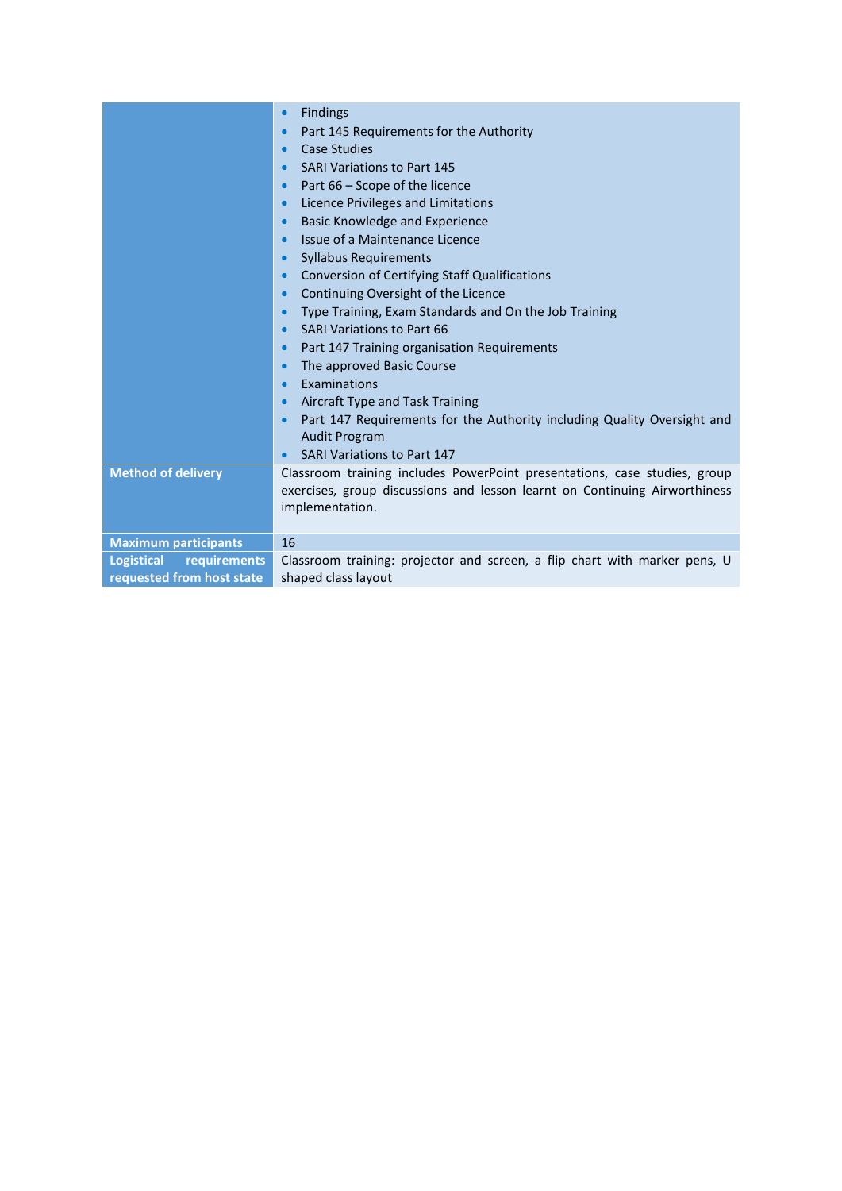| | |
|---|---|
| | • Findings<br>• Part 145 Requirements for the Authority<br>• Case Studies<br>• SARI Variations to Part 145<br>• Part 66 – Scope of the licence<br>• Licence Privileges and Limitations<br>• Basic Knowledge and Experience<br>• Issue of a Maintenance Licence<br>• Syllabus Requirements<br>• Conversion of Certifying Staff Qualifications<br>• Continuing Oversight of the Licence<br>• Type Training, Exam Standards and On the Job Training<br>• SARI Variations to Part 66<br>• Part 147 Training organisation Requirements<br>• The approved Basic Course<br>• Examinations<br>• Aircraft Type and Task Training<br>• Part 147 Requirements for the Authority including Quality Oversight and Audit Program<br>• SARI Variations to Part 147 |
| **Method of delivery** | Classroom training includes PowerPoint presentations, case studies, group exercises, group discussions and lesson learnt on Continuing Airworthiness implementation. |
| **Maximum participants** | 16 |
| **Logistical requirements requested from host state** | Classroom training: projector and screen, a flip chart with marker pens, U shaped class layout |